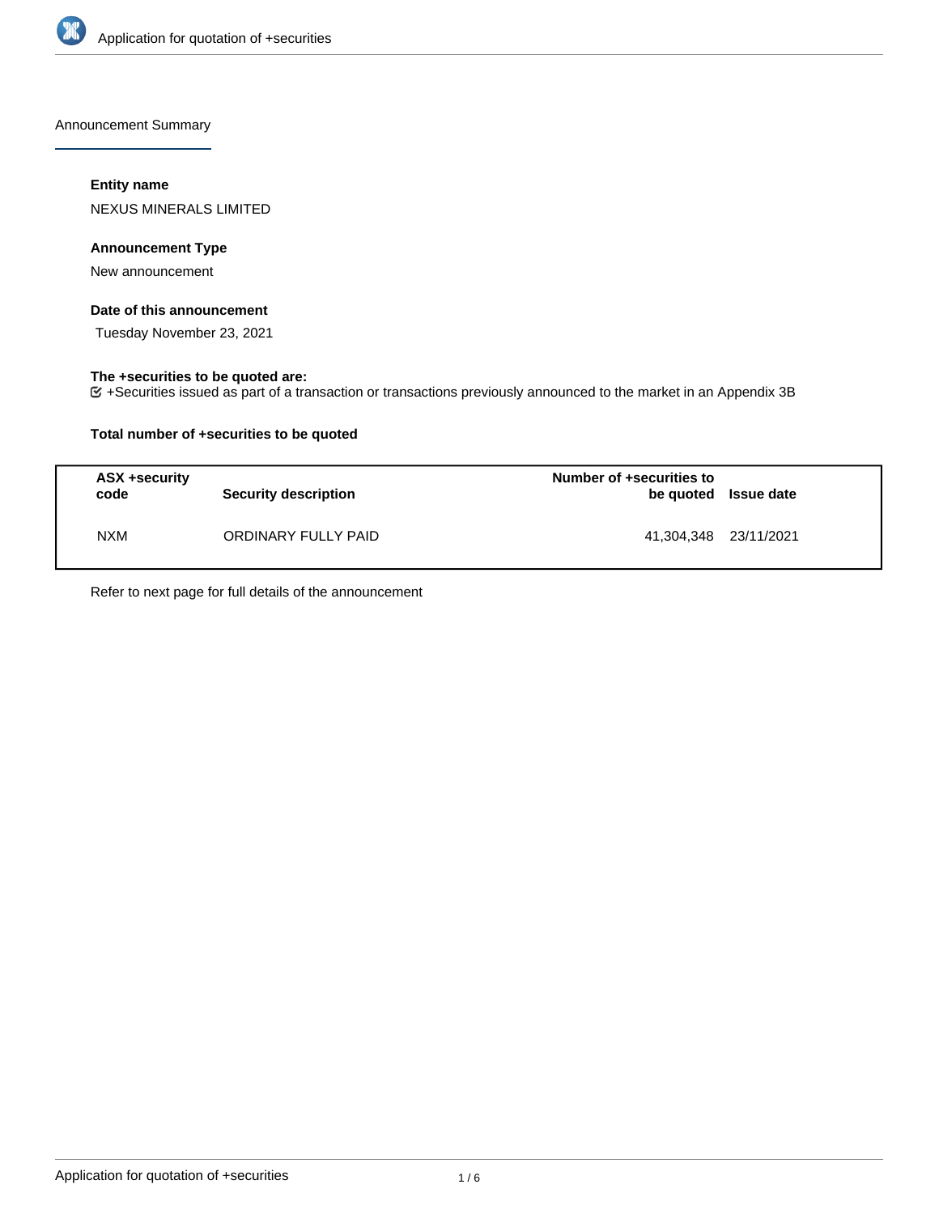Announcement Summary

**Entity name**

NEXUS MINERALS LIMITED

**Announcement Type**

New announcement

**Date of this announcement**

Tuesday November 23, 2021

**The +securities to be quoted are:**

+Securities issued as part of a transaction or transactions previously announced to the market in an Appendix 3B

**Total number of +securities to be quoted**

| ASX +security code | Security description | Number of +securities to be quoted | Issue date |
|---|---|---|---|
| NXM | ORDINARY FULLY PAID | 41,304,348 | 23/11/2021 |

Refer to next page for full details of the announcement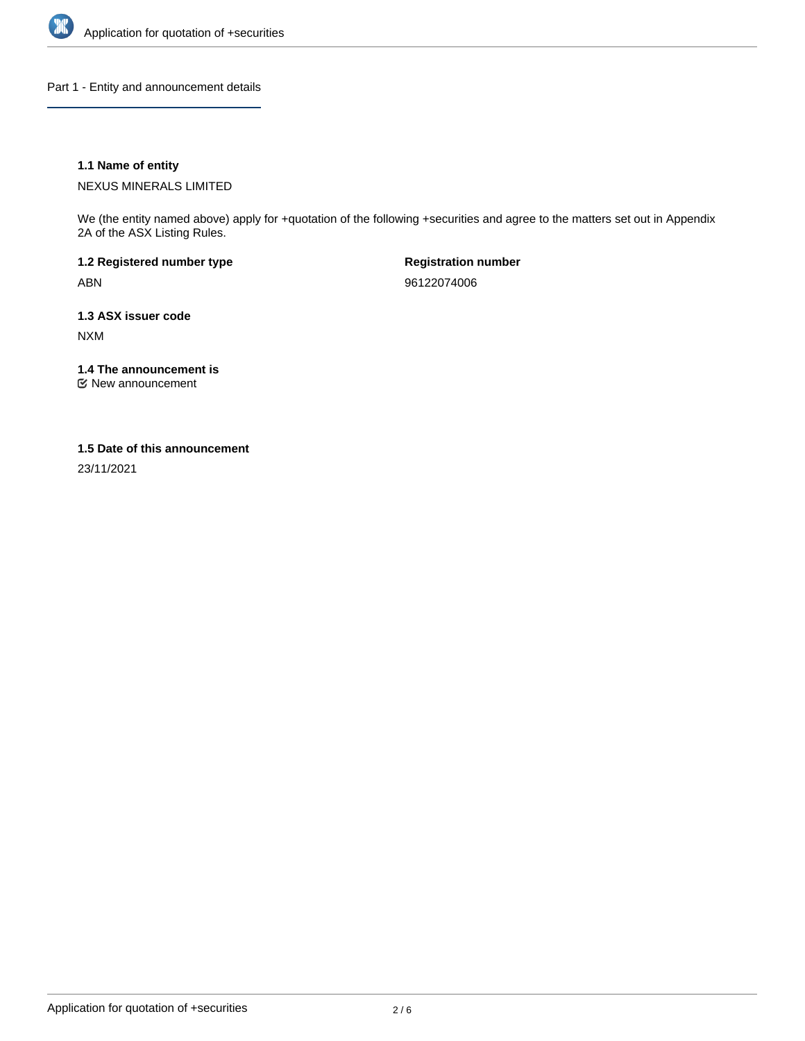## Part 1 - Entity and announcement details

### 1.1 Name of entity

NEXUS MINERALS LIMITED

We (the entity named above) apply for +quotation of the following +securities and agree to the matters set out in Appendix 2A of the ASX Listing Rules.

**1.2 Registered number type**

ABN

**Registration number**

96122074006

### 1.3 ASX issuer code

NXM

### 1.4 The announcement is

New announcement

### 1.5 Date of this announcement

23/11/2021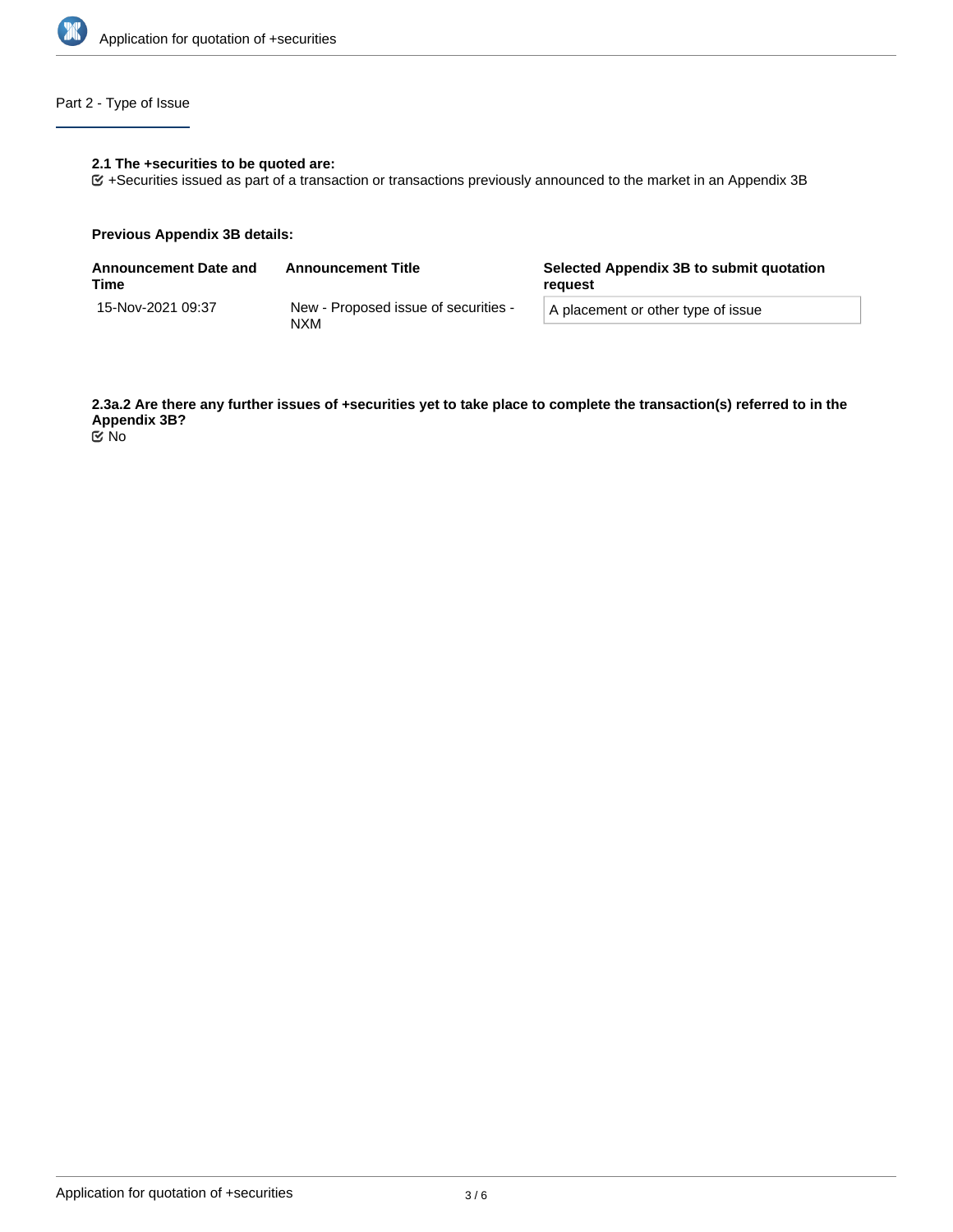## Part 2 - Type of Issue

**2.1 The +securities to be quoted are:**

☑ +Securities issued as part of a transaction or transactions previously announced to the market in an Appendix 3B

**Previous Appendix 3B details:**

| Announcement Date and Time | Announcement Title | Selected Appendix 3B to submit quotation request |
|---|---|---|
| 15-Nov-2021 09:37 | New - Proposed issue of securities - NXM | A placement or other type of issue |

**2.3a.2 Are there any further issues of +securities yet to take place to complete the transaction(s) referred to in the Appendix 3B?**

☑ No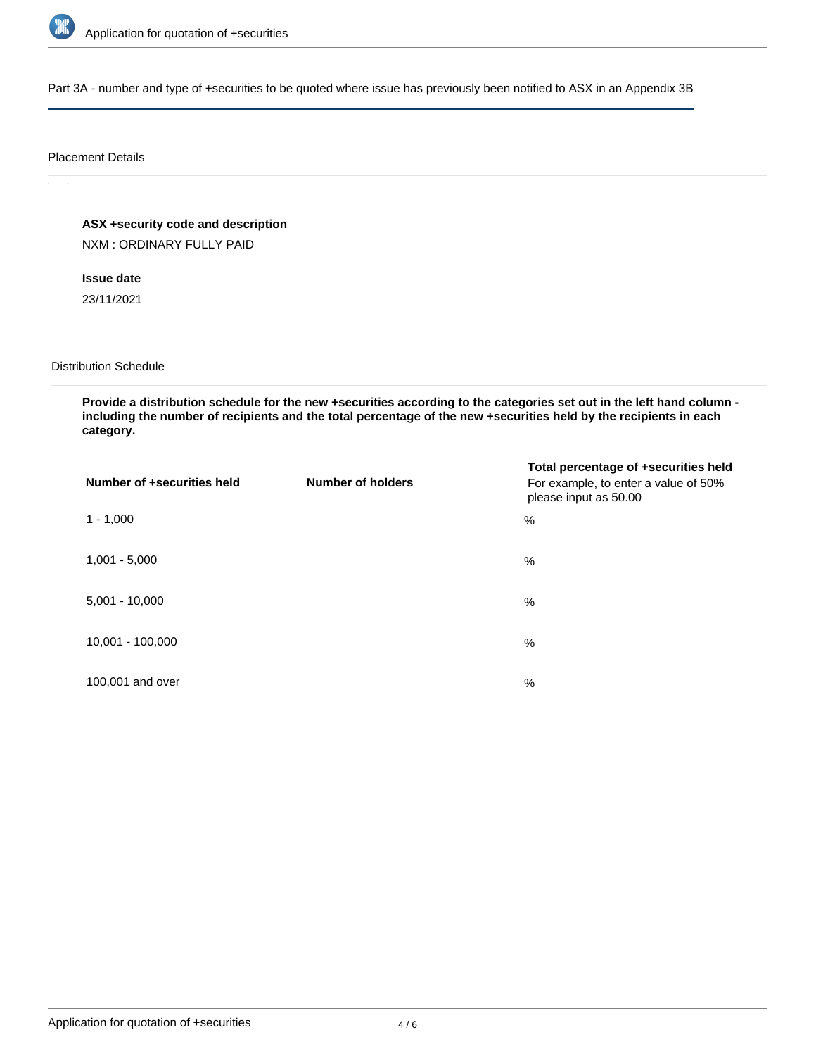Part 3A - number and type of +securities to be quoted where issue has previously been notified to ASX in an Appendix 3B

Placement Details

**ASX +security code and description**

NXM : ORDINARY FULLY PAID

**Issue date**

23/11/2021

Distribution Schedule

**Provide a distribution schedule for the new +securities according to the categories set out in the left hand column - including the number of recipients and the total percentage of the new +securities held by the recipients in each category.**

| Number of +securities held | Number of holders | Total percentage of +securities held<br>For example, to enter a value of 50% please input as 50.00 |
|---|---|---|
| 1 - 1,000 | | % |
| 1,001 - 5,000 | | % |
| 5,001 - 10,000 | | % |
| 10,001 - 100,000 | | % |
| 100,001 and over | | % |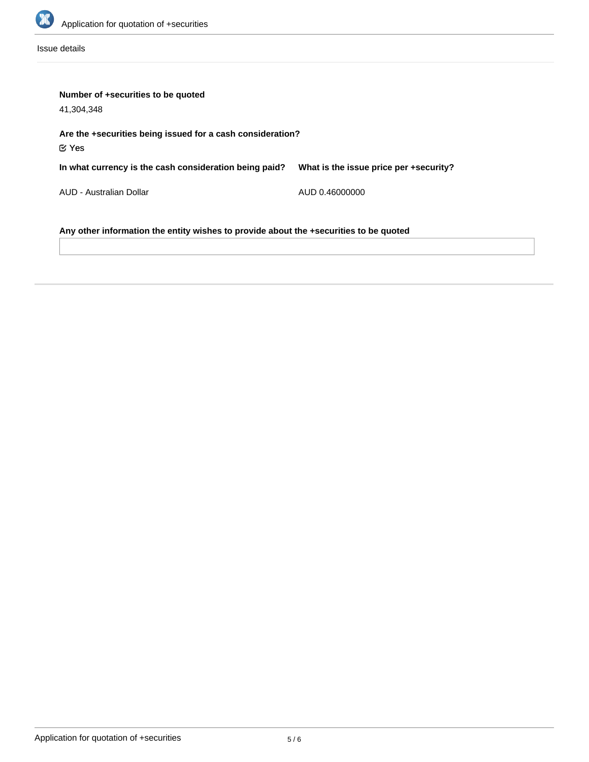Issue details

**Number of +securities to be quoted**

41,304,348

**Are the +securities being issued for a cash consideration?**

☑ Yes

| In what currency is the cash consideration being paid? | What is the issue price per +security? |
|---|---|
| AUD - Australian Dollar | AUD 0.46000000 |

**Any other information the entity wishes to provide about the +securities to be quoted**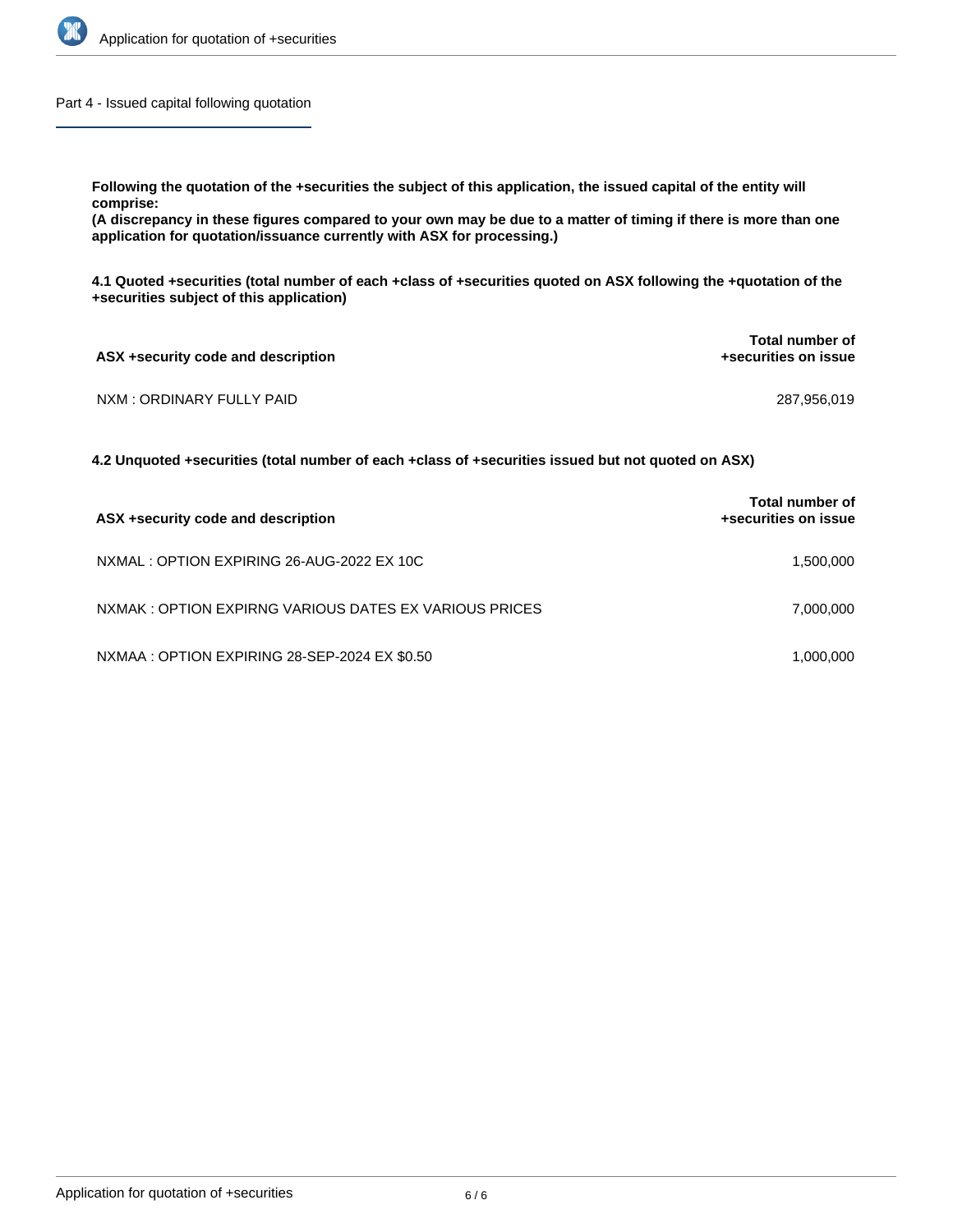## Part 4 - Issued capital following quotation

**Following the quotation of the +securities the subject of this application, the issued capital of the entity will comprise:**
**(A discrepancy in these figures compared to your own may be due to a matter of timing if there is more than one application for quotation/issuance currently with ASX for processing.)**

**4.1 Quoted +securities (total number of each +class of +securities quoted on ASX following the +quotation of the +securities subject of this application)**

| ASX +security code and description | Total number of +securities on issue |
| --- | --- |
| NXM : ORDINARY FULLY PAID | 287,956,019 |

**4.2 Unquoted +securities (total number of each +class of +securities issued but not quoted on ASX)**

| ASX +security code and description | Total number of +securities on issue |
| --- | --- |
| NXMAL : OPTION EXPIRING 26-AUG-2022 EX 10C | 1,500,000 |
| NXMAK : OPTION EXPIRNG VARIOUS DATES EX VARIOUS PRICES | 7,000,000 |
| NXMAA : OPTION EXPIRING 28-SEP-2024 EX $0.50 | 1,000,000 |